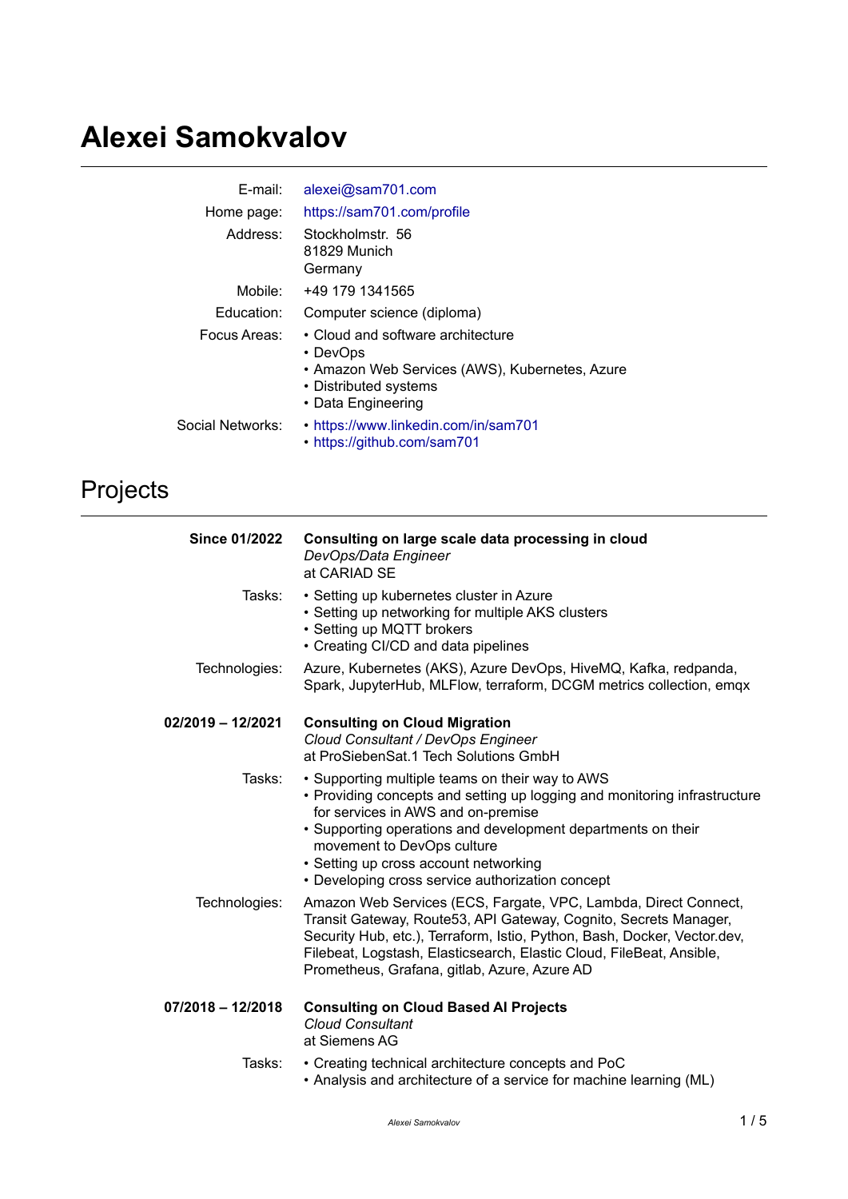# Alexei Samokvalov

| | |
|---|---|
| E-mail: | alexei@sam701.com |
| Home page: | https://sam701.com/profile |
| Address: | Stockholmstr. 56<br>81829 Munich<br>Germany |
| Mobile: | +49 179 1341565 |
| Education: | Computer science (diploma) |
| Focus Areas: | • Cloud and software architecture<br>• DevOps<br>• Amazon Web Services (AWS), Kubernetes, Azure<br>• Distributed systems<br>• Data Engineering |
| Social Networks: | • https://www.linkedin.com/in/sam701<br>• https://github.com/sam701 |

## Projects

**Since 01/2022**

**Consulting on large scale data processing in cloud**
*DevOps/Data Engineer*
at CARIAD SE

Tasks:
- Setting up kubernetes cluster in Azure
- Setting up networking for multiple AKS clusters
- Setting up MQTT brokers
- Creating CI/CD and data pipelines

Technologies: Azure, Kubernetes (AKS), Azure DevOps, HiveMQ, Kafka, redpanda, Spark, JupyterHub, MLFlow, terraform, DCGM metrics collection, emqx

**02/2019 – 12/2021**

**Consulting on Cloud Migration**
*Cloud Consultant / DevOps Engineer*
at ProSiebenSat.1 Tech Solutions GmbH

Tasks:
- Supporting multiple teams on their way to AWS
- Providing concepts and setting up logging and monitoring infrastructure for services in AWS and on-premise
- Supporting operations and development departments on their movement to DevOps culture
- Setting up cross account networking
- Developing cross service authorization concept

Technologies: Amazon Web Services (ECS, Fargate, VPC, Lambda, Direct Connect, Transit Gateway, Route53, API Gateway, Cognito, Secrets Manager, Security Hub, etc.), Terraform, Istio, Python, Bash, Docker, Vector.dev, Filebeat, Logstash, Elasticsearch, Elastic Cloud, FileBeat, Ansible, Prometheus, Grafana, gitlab, Azure, Azure AD

**07/2018 – 12/2018**

**Consulting on Cloud Based AI Projects**
*Cloud Consultant*
at Siemens AG

Tasks:
- Creating technical architecture concepts and PoC
- Analysis and architecture of a service for machine learning (ML)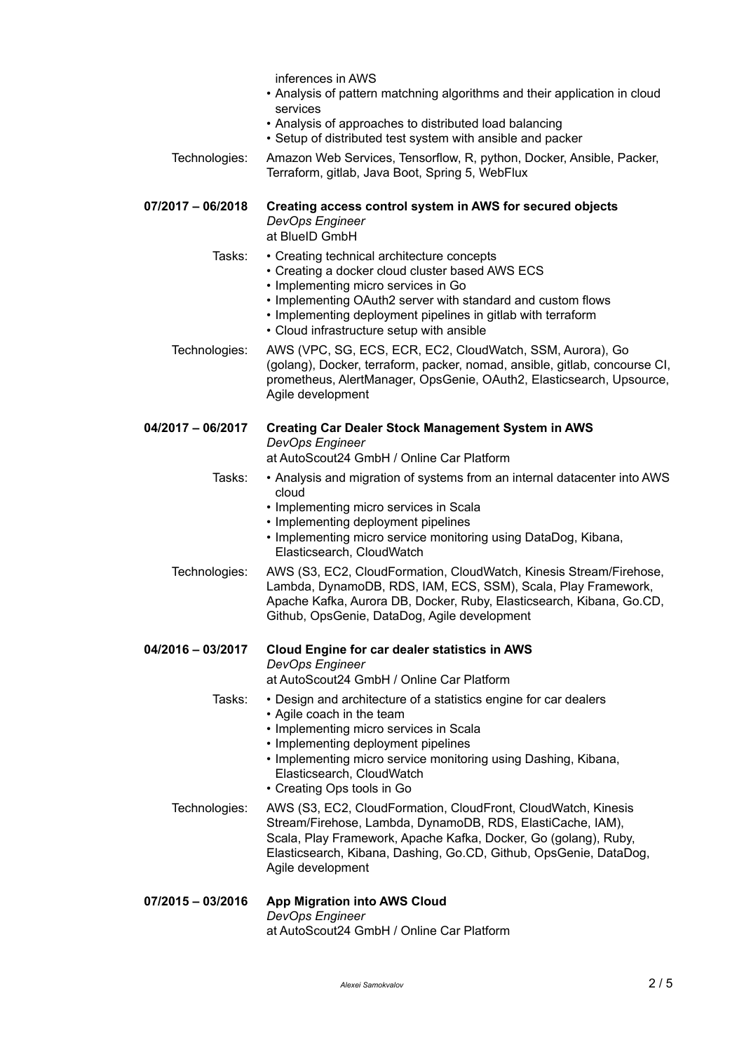inferences in AWS
- Analysis of pattern matchning algorithms and their application in cloud services
- Analysis of approaches to distributed load balancing
- Setup of distributed test system with ansible and packer

Technologies: Amazon Web Services, Tensorflow, R, python, Docker, Ansible, Packer, Terraform, gitlab, Java Boot, Spring 5, WebFlux

**07/2017 – 06/2018** **Creating access control system in AWS for secured objects**
*DevOps Engineer*
at BlueID GmbH

Tasks:
- Creating technical architecture concepts
- Creating a docker cloud cluster based AWS ECS
- Implementing micro services in Go
- Implementing OAuth2 server with standard and custom flows
- Implementing deployment pipelines in gitlab with terraform
- Cloud infrastructure setup with ansible

Technologies: AWS (VPC, SG, ECS, ECR, EC2, CloudWatch, SSM, Aurora), Go (golang), Docker, terraform, packer, nomad, ansible, gitlab, concourse CI, prometheus, AlertManager, OpsGenie, OAuth2, Elasticsearch, Upsource, Agile development

**04/2017 – 06/2017** **Creating Car Dealer Stock Management System in AWS**
*DevOps Engineer*
at AutoScout24 GmbH / Online Car Platform

Tasks:
- Analysis and migration of systems from an internal datacenter into AWS cloud
- Implementing micro services in Scala
- Implementing deployment pipelines
- Implementing micro service monitoring using DataDog, Kibana, Elasticsearch, CloudWatch

Technologies: AWS (S3, EC2, CloudFormation, CloudWatch, Kinesis Stream/Firehose, Lambda, DynamoDB, RDS, IAM, ECS, SSM), Scala, Play Framework, Apache Kafka, Aurora DB, Docker, Ruby, Elasticsearch, Kibana, Go.CD, Github, OpsGenie, DataDog, Agile development

**04/2016 – 03/2017** **Cloud Engine for car dealer statistics in AWS**
*DevOps Engineer*
at AutoScout24 GmbH / Online Car Platform

Tasks:
- Design and architecture of a statistics engine for car dealers
- Agile coach in the team
- Implementing micro services in Scala
- Implementing deployment pipelines
- Implementing micro service monitoring using Dashing, Kibana, Elasticsearch, CloudWatch
- Creating Ops tools in Go

Technologies: AWS (S3, EC2, CloudFormation, CloudFront, CloudWatch, Kinesis Stream/Firehose, Lambda, DynamoDB, RDS, ElastiCache, IAM), Scala, Play Framework, Apache Kafka, Docker, Go (golang), Ruby, Elasticsearch, Kibana, Dashing, Go.CD, Github, OpsGenie, DataDog, Agile development

**07/2015 – 03/2016** **App Migration into AWS Cloud**
*DevOps Engineer*
at AutoScout24 GmbH / Online Car Platform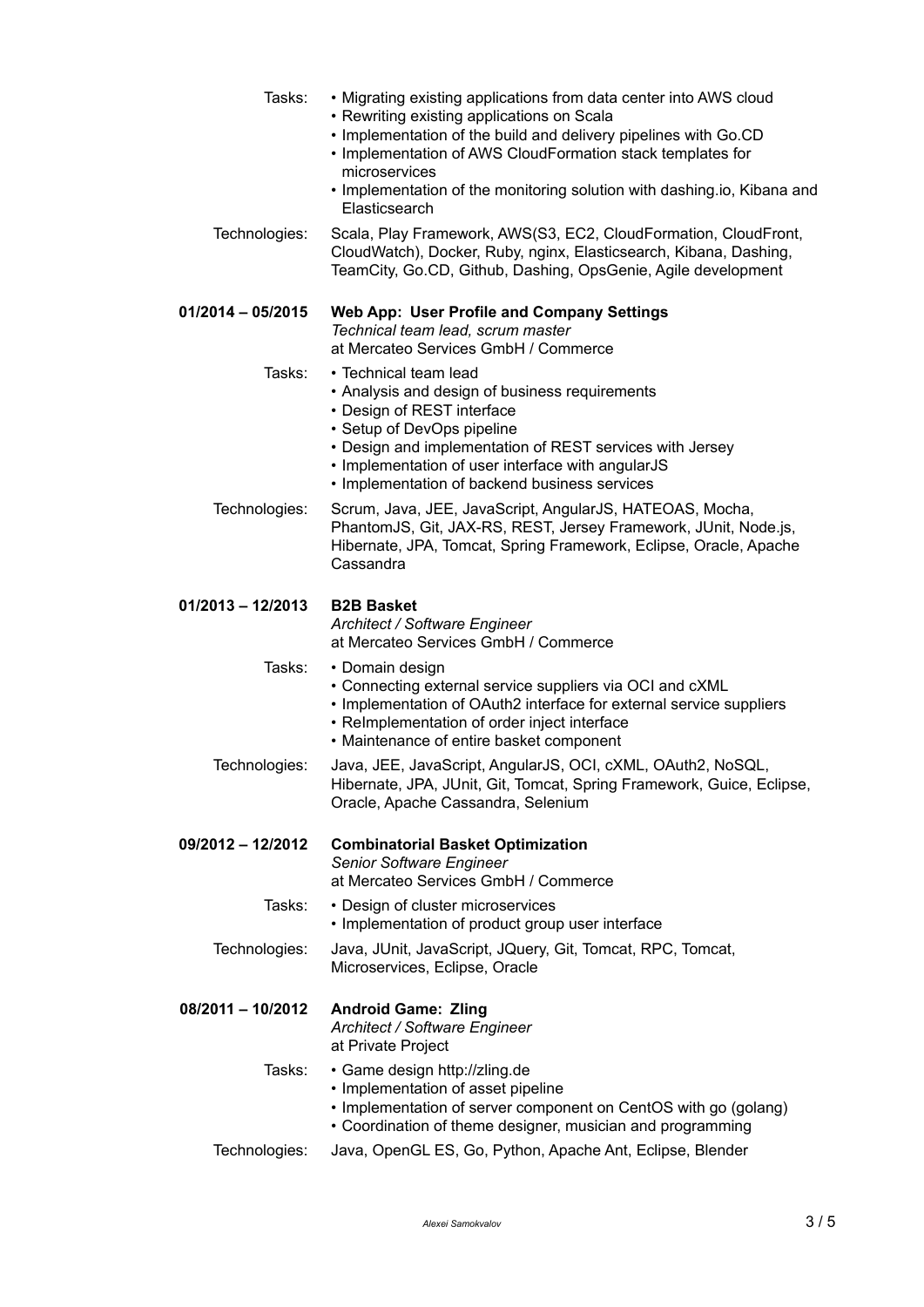Tasks:

- Migrating existing applications from data center into AWS cloud
- Rewriting existing applications on Scala
- Implementation of the build and delivery pipelines with Go.CD
- Implementation of AWS CloudFormation stack templates for microservices
- Implementation of the monitoring solution with dashing.io, Kibana and Elasticsearch

Technologies: Scala, Play Framework, AWS(S3, EC2, CloudFormation, CloudFront, CloudWatch), Docker, Ruby, nginx, Elasticsearch, Kibana, Dashing, TeamCity, Go.CD, Github, Dashing, OpsGenie, Agile development

**01/2014 – 05/2015** **Web App: User Profile and Company Settings**
*Technical team lead, scrum master*
at Mercateo Services GmbH / Commerce

Tasks:

- Technical team lead
- Analysis and design of business requirements
- Design of REST interface
- Setup of DevOps pipeline
- Design and implementation of REST services with Jersey
- Implementation of user interface with angularJS
- Implementation of backend business services

Technologies: Scrum, Java, JEE, JavaScript, AngularJS, HATEOAS, Mocha, PhantomJS, Git, JAX-RS, REST, Jersey Framework, JUnit, Node.js, Hibernate, JPA, Tomcat, Spring Framework, Eclipse, Oracle, Apache Cassandra

**01/2013 – 12/2013** **B2B Basket**
*Architect / Software Engineer*
at Mercateo Services GmbH / Commerce

Tasks:

- Domain design
- Connecting external service suppliers via OCI and cXML
- Implementation of OAuth2 interface for external service suppliers
- ReImplementation of order inject interface
- Maintenance of entire basket component

Technologies: Java, JEE, JavaScript, AngularJS, OCI, cXML, OAuth2, NoSQL, Hibernate, JPA, JUnit, Git, Tomcat, Spring Framework, Guice, Eclipse, Oracle, Apache Cassandra, Selenium

**09/2012 – 12/2012** **Combinatorial Basket Optimization**
*Senior Software Engineer*
at Mercateo Services GmbH / Commerce

Tasks:

- Design of cluster microservices
- Implementation of product group user interface

Technologies: Java, JUnit, JavaScript, JQuery, Git, Tomcat, RPC, Tomcat, Microservices, Eclipse, Oracle

**08/2011 – 10/2012** **Android Game: Zling**
*Architect / Software Engineer*
at Private Project

Tasks:

- Game design http://zling.de
- Implementation of asset pipeline
- Implementation of server component on CentOS with go (golang)
- Coordination of theme designer, musician and programming

Technologies: Java, OpenGL ES, Go, Python, Apache Ant, Eclipse, Blender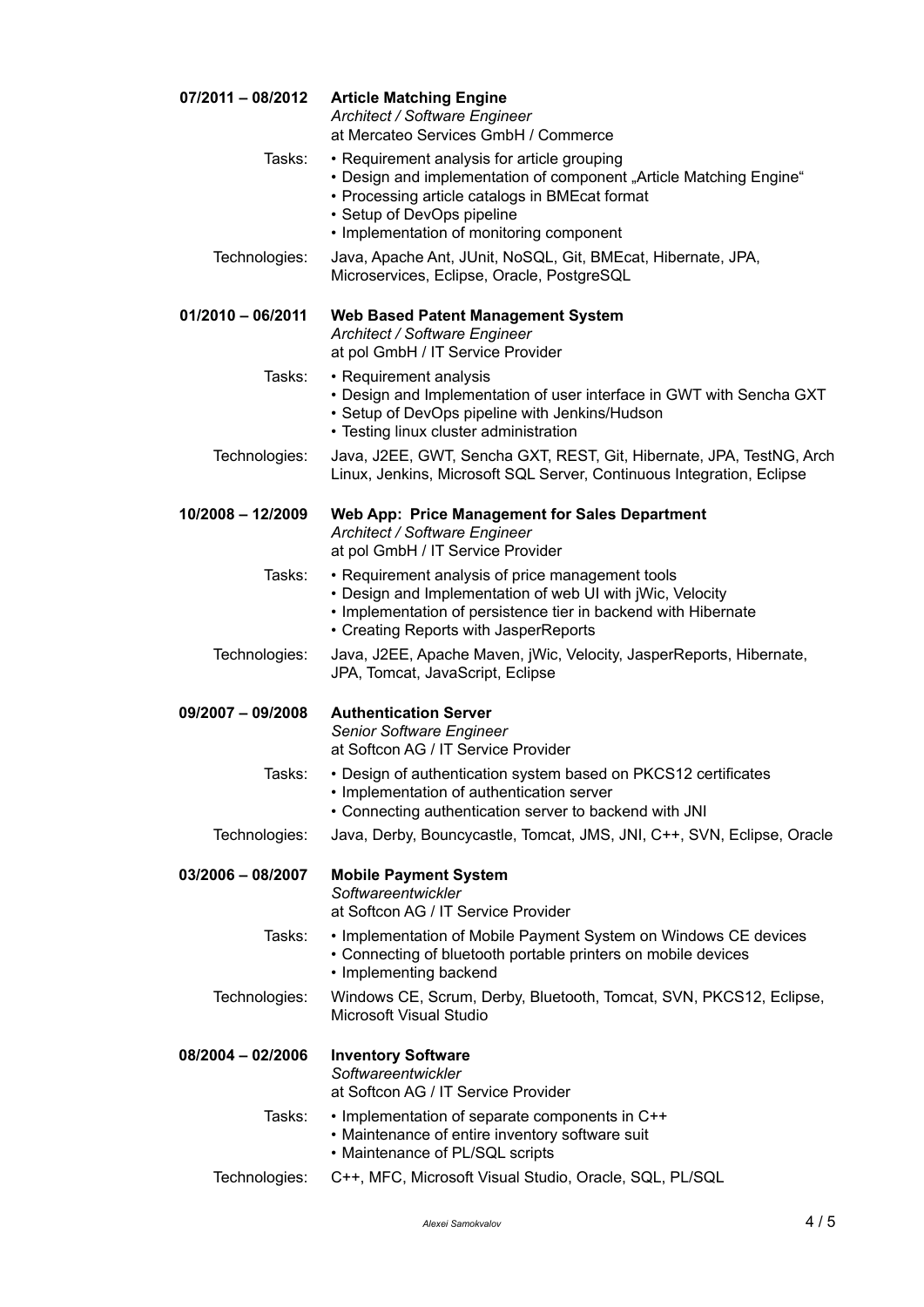**07/2011 – 08/2012** **Article Matching Engine**
*Architect / Software Engineer*
at Mercateo Services GmbH / Commerce

Tasks:

- Requirement analysis for article grouping
- Design and implementation of component „Article Matching Engine“
- Processing article catalogs in BMEcat format
- Setup of DevOps pipeline
- Implementation of monitoring component

Technologies: Java, Apache Ant, JUnit, NoSQL, Git, BMEcat, Hibernate, JPA, Microservices, Eclipse, Oracle, PostgreSQL

**01/2010 – 06/2011** **Web Based Patent Management System**
*Architect / Software Engineer*
at pol GmbH / IT Service Provider

Tasks:

- Requirement analysis
- Design and Implementation of user interface in GWT with Sencha GXT
- Setup of DevOps pipeline with Jenkins/Hudson
- Testing linux cluster administration

Technologies: Java, J2EE, GWT, Sencha GXT, REST, Git, Hibernate, JPA, TestNG, Arch Linux, Jenkins, Microsoft SQL Server, Continuous Integration, Eclipse

**10/2008 – 12/2009** **Web App: Price Management for Sales Department**
*Architect / Software Engineer*
at pol GmbH / IT Service Provider

Tasks:

- Requirement analysis of price management tools
- Design and Implementation of web UI with jWic, Velocity
- Implementation of persistence tier in backend with Hibernate
- Creating Reports with JasperReports

Technologies: Java, J2EE, Apache Maven, jWic, Velocity, JasperReports, Hibernate, JPA, Tomcat, JavaScript, Eclipse

**09/2007 – 09/2008** **Authentication Server**
*Senior Software Engineer*
at Softcon AG / IT Service Provider

Tasks:

- Design of authentication system based on PKCS12 certificates
- Implementation of authentication server
- Connecting authentication server to backend with JNI

Technologies: Java, Derby, Bouncycastle, Tomcat, JMS, JNI, C++, SVN, Eclipse, Oracle

**03/2006 – 08/2007** **Mobile Payment System**
*Softwareentwickler*
at Softcon AG / IT Service Provider

Tasks:

- Implementation of Mobile Payment System on Windows CE devices
- Connecting of bluetooth portable printers on mobile devices
- Implementing backend

Technologies: Windows CE, Scrum, Derby, Bluetooth, Tomcat, SVN, PKCS12, Eclipse, Microsoft Visual Studio

**08/2004 – 02/2006** **Inventory Software**
*Softwareentwickler*
at Softcon AG / IT Service Provider

Tasks:

- Implementation of separate components in C++
- Maintenance of entire inventory software suit
- Maintenance of PL/SQL scripts

Technologies: C++, MFC, Microsoft Visual Studio, Oracle, SQL, PL/SQL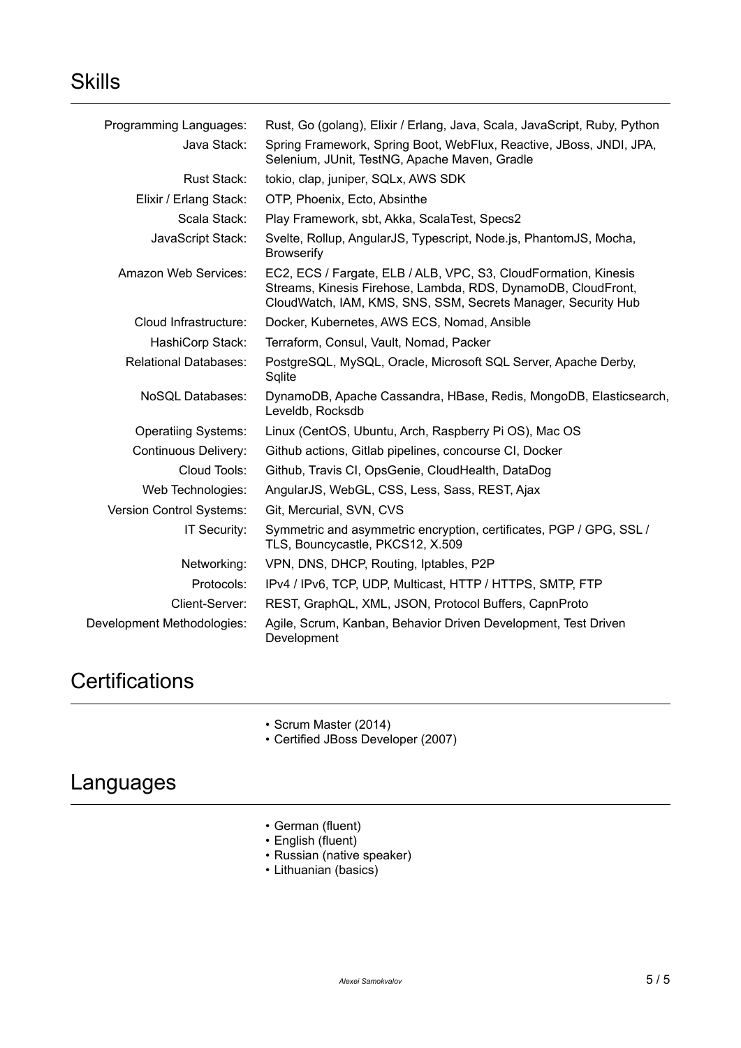## Skills

| | |
|---|---|
| Programming Languages: | Rust, Go (golang), Elixir / Erlang, Java, Scala, JavaScript, Ruby, Python |
| Java Stack: | Spring Framework, Spring Boot, WebFlux, Reactive, JBoss, JNDI, JPA, Selenium, JUnit, TestNG, Apache Maven, Gradle |
| Rust Stack: | tokio, clap, juniper, SQLx, AWS SDK |
| Elixir / Erlang Stack: | OTP, Phoenix, Ecto, Absinthe |
| Scala Stack: | Play Framework, sbt, Akka, ScalaTest, Specs2 |
| JavaScript Stack: | Svelte, Rollup, AngularJS, Typescript, Node.js, PhantomJS, Mocha, Browserify |
| Amazon Web Services: | EC2, ECS / Fargate, ELB / ALB, VPC, S3, CloudFormation, Kinesis Streams, Kinesis Firehose, Lambda, RDS, DynamoDB, CloudFront, CloudWatch, IAM, KMS, SNS, SSM, Secrets Manager, Security Hub |
| Cloud Infrastructure: | Docker, Kubernetes, AWS ECS, Nomad, Ansible |
| HashiCorp Stack: | Terraform, Consul, Vault, Nomad, Packer |
| Relational Databases: | PostgreSQL, MySQL, Oracle, Microsoft SQL Server, Apache Derby, Sqlite |
| NoSQL Databases: | DynamoDB, Apache Cassandra, HBase, Redis, MongoDB, Elasticsearch, Leveldb, Rocksdb |
| Operatiing Systems: | Linux (CentOS, Ubuntu, Arch, Raspberry Pi OS), Mac OS |
| Continuous Delivery: | Github actions, Gitlab pipelines, concourse CI, Docker |
| Cloud Tools: | Github, Travis CI, OpsGenie, CloudHealth, DataDog |
| Web Technologies: | AngularJS, WebGL, CSS, Less, Sass, REST, Ajax |
| Version Control Systems: | Git, Mercurial, SVN, CVS |
| IT Security: | Symmetric and asymmetric encryption, certificates, PGP / GPG, SSL / TLS, Bouncycastle, PKCS12, X.509 |
| Networking: | VPN, DNS, DHCP, Routing, Iptables, P2P |
| Protocols: | IPv4 / IPv6, TCP, UDP, Multicast, HTTP / HTTPS, SMTP, FTP |
| Client-Server: | REST, GraphQL, XML, JSON, Protocol Buffers, CapnProto |
| Development Methodologies: | Agile, Scrum, Kanban, Behavior Driven Development, Test Driven Development |

## Certifications

- Scrum Master (2014)
- Certified JBoss Developer (2007)

## Languages

- German (fluent)
- English (fluent)
- Russian (native speaker)
- Lithuanian (basics)